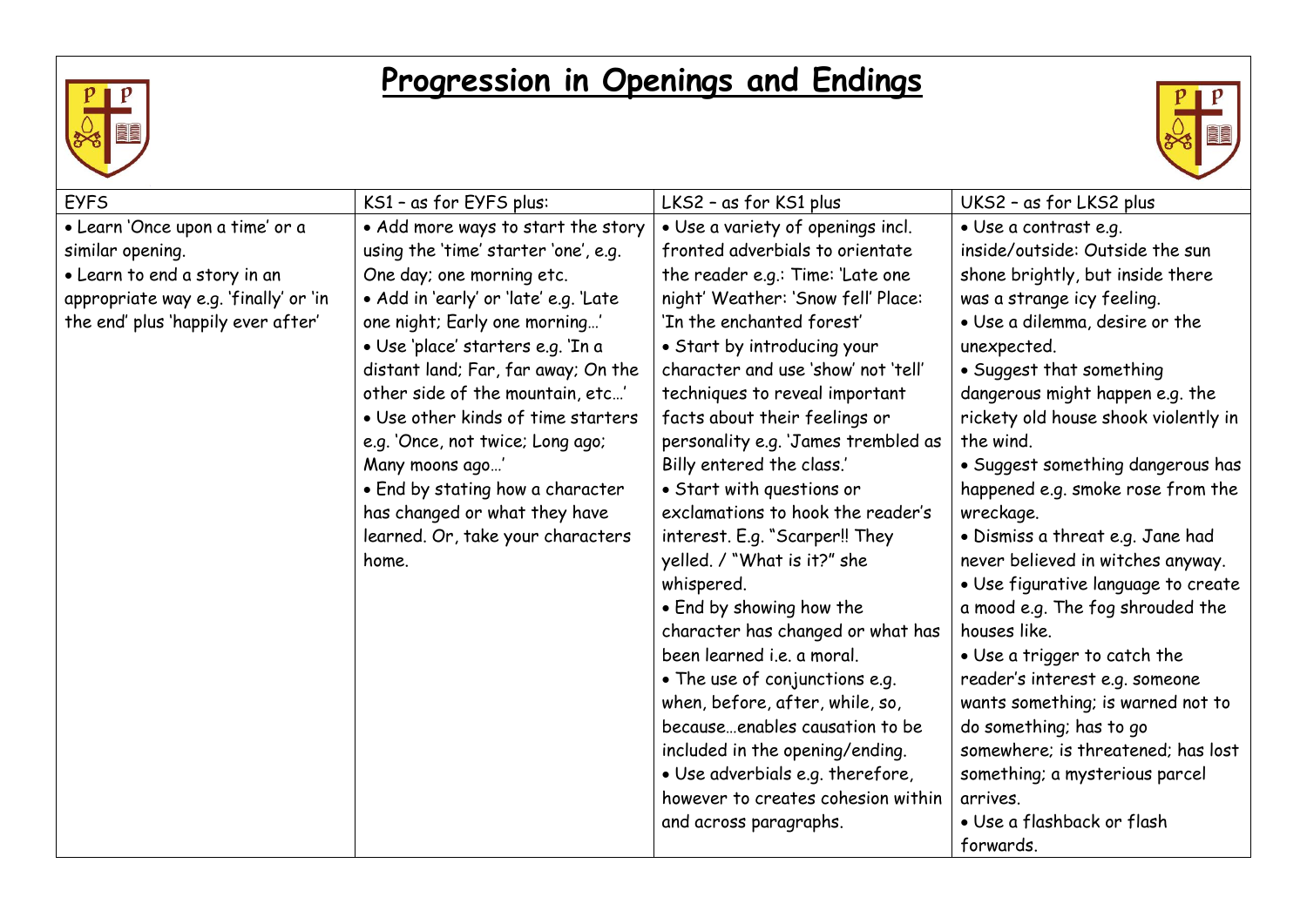# Progression in Openings and Endings

| EYFS | KS1 – as for EYFS plus: | LKS2 – as for KS1 plus | UKS2 – as for LKS2 plus |
|---|---|---|---|
| • Learn 'Once upon a time' or a similar opening.<br>• Learn to end a story in an appropriate way e.g. 'finally' or 'in the end' plus 'happily ever after' | • Add more ways to start the story using the 'time' starter 'one', e.g. One day; one morning etc.<br>• Add in 'early' or 'late' e.g. 'Late one night; Early one morning…'<br>• Use 'place' starters e.g. 'In a distant land; Far, far away; On the other side of the mountain, etc…'<br>• Use other kinds of time starters e.g. 'Once, not twice; Long ago; Many moons ago…'<br>• End by stating how a character has changed or what they have learned. Or, take your characters home. | • Use a variety of openings incl. fronted adverbials to orientate the reader e.g.: Time: 'Late one night' Weather: 'Snow fell' Place: 'In the enchanted forest'<br>• Start by introducing your character and use 'show' not 'tell' techniques to reveal important facts about their feelings or personality e.g. 'James trembled as Billy entered the class.'<br>• Start with questions or exclamations to hook the reader's interest. E.g. "Scarper!! They yelled. / "What is it?" she whispered.<br>• End by showing how the character has changed or what has been learned i.e. a moral.<br>• The use of conjunctions e.g. when, before, after, while, so, because…enables causation to be included in the opening/ending.<br>• Use adverbials e.g. therefore, however to creates cohesion within and across paragraphs. | • Use a contrast e.g. inside/outside: Outside the sun shone brightly, but inside there was a strange icy feeling.<br>• Use a dilemma, desire or the unexpected.<br>• Suggest that something dangerous might happen e.g. the rickety old house shook violently in the wind.<br>• Suggest something dangerous has happened e.g. smoke rose from the wreckage.<br>• Dismiss a threat e.g. Jane had never believed in witches anyway.<br>• Use figurative language to create a mood e.g. The fog shrouded the houses like.<br>• Use a trigger to catch the reader's interest e.g. someone wants something; is warned not to do something; has to go somewhere; is threatened; has lost something; a mysterious parcel arrives.<br>• Use a flashback or flash forwards. |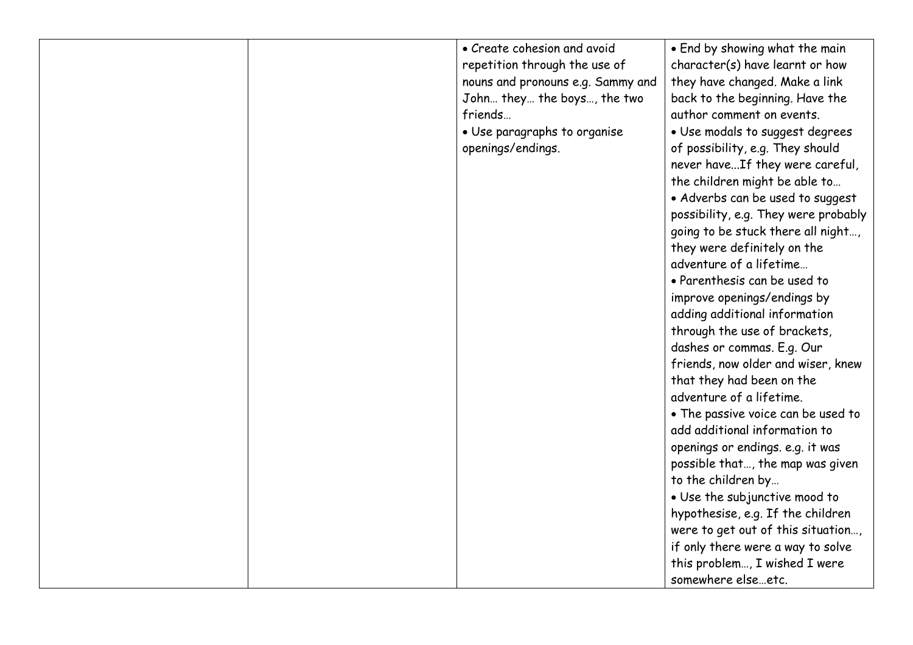|  |  |  |  |
|---|---|---|---|
|  |  | • Create cohesion and avoid repetition through the use of nouns and pronouns e.g. Sammy and John… they… the boys…, the two friends…<br>• Use paragraphs to organise openings/endings. | • End by showing what the main character(s) have learnt or how they have changed. Make a link back to the beginning. Have the author comment on events.<br>• Use modals to suggest degrees of possibility, e.g. They should never have...If they were careful, the children might be able to…<br>• Adverbs can be used to suggest possibility, e.g. They were probably going to be stuck there all night…, they were definitely on the adventure of a lifetime…<br>• Parenthesis can be used to improve openings/endings by adding additional information through the use of brackets, dashes or commas. E.g. Our friends, now older and wiser, knew that they had been on the adventure of a lifetime.<br>• The passive voice can be used to add additional information to openings or endings. e.g. it was possible that…, the map was given to the children by…<br>• Use the subjunctive mood to hypothesise, e.g. If the children were to get out of this situation…, if only there were a way to solve this problem…, I wished I were somewhere else…etc. |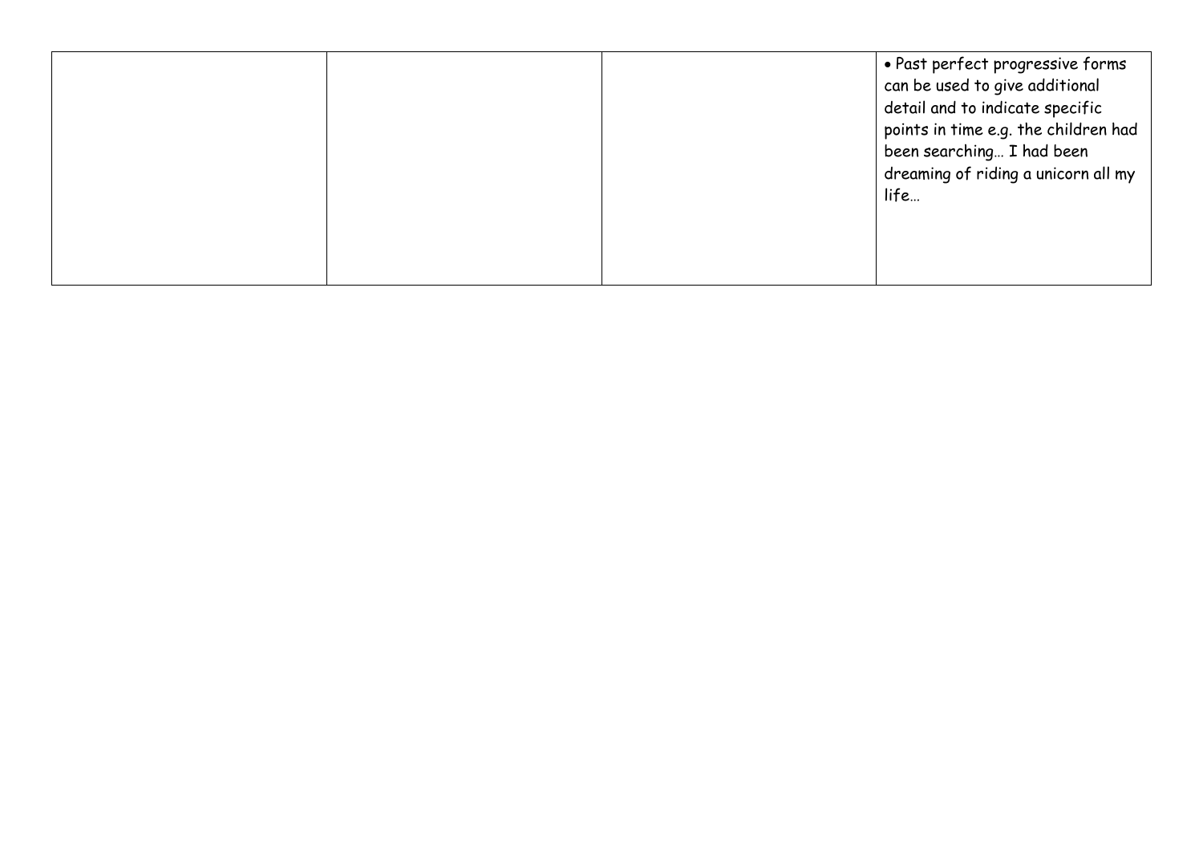| | | | |
|---|---|---|---|
| | | | • Past perfect progressive forms can be used to give additional detail and to indicate specific points in time e.g. the children had been searching… I had been dreaming of riding a unicorn all my life… |